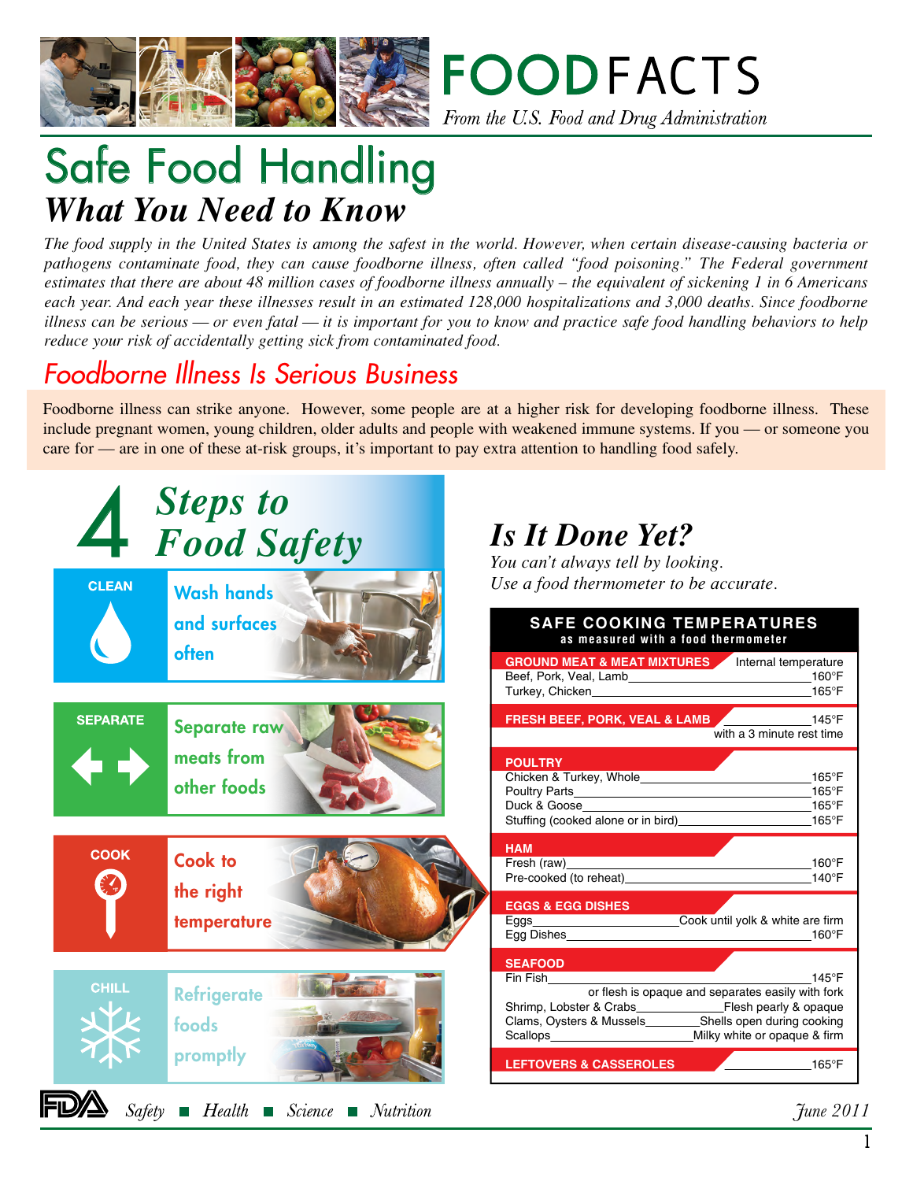# FOOD FACTS

*From the U.S. Food and Drug Administration*

# Safe Food Handling

## *What You Need to Know*

*The food supply in the United States is among the safest in the world. However, when certain disease-causing bacteria or pathogens contaminate food, they can cause foodborne illness, often called "food poisoning." The Federal government estimates that there are about 48 million cases of foodborne illness annually – the equivalent of sickening 1 in 6 Americans each year. And each year these illnesses result in an estimated 128,000 hospitalizations and 3,000 deaths. Since foodborne illness can be serious — or even fatal — it is important for you to know and practice safe food handling behaviors to help reduce your risk of accidentally getting sick from contaminated food.*

## Foodborne Illness Is Serious Business

Foodborne illness can strike anyone. However, some people are at a higher risk for developing foodborne illness. These include pregnant women, young children, older adults and people with weakened immune systems. If you — or someone you care for — are in one of these at-risk groups, it's important to pay extra attention to handling food safely.

## 4 Steps to Food Safety

- **CLEAN** – Wash hands and surfaces often
- **SEPARATE** – Separate raw meats from other foods
- **COOK** – Cook to the right temperature
- **CHILL** – Refrigerate foods promptly

## *Is It Done Yet?*

*You can't always tell by looking.*
*Use a food thermometer to be accurate.*

**SAFE COOKING TEMPERATURES**
as measured with a food thermometer

| Food | Internal temperature |
|---|---|
| **GROUND MEAT & MEAT MIXTURES** | |
| Beef, Pork, Veal, Lamb | 160°F |
| Turkey, Chicken | 165°F |
| **FRESH BEEF, PORK, VEAL & LAMB** | 145°F with a 3 minute rest time |
| **POULTRY** | |
| Chicken & Turkey, Whole | 165°F |
| Poultry Parts | 165°F |
| Duck & Goose | 165°F |
| Stuffing (cooked alone or in bird) | 165°F |
| **HAM** | |
| Fresh (raw) | 160°F |
| Pre-cooked (to reheat) | 140°F |
| **EGGS & EGG DISHES** | |
| Eggs | Cook until yolk & white are firm |
| Egg Dishes | 160°F |
| **SEAFOOD** | |
| Fin Fish | 145°F or flesh is opaque and separates easily with fork |
| Shrimp, Lobster & Crabs | Flesh pearly & opaque |
| Clams, Oysters & Mussels | Shells open during cooking |
| Scallops | Milky white or opaque & firm |
| **LEFTOVERS & CASSEROLES** | 165°F |

FDA *Safety ■ Health ■ Science ■ Nutrition*

*June 2011*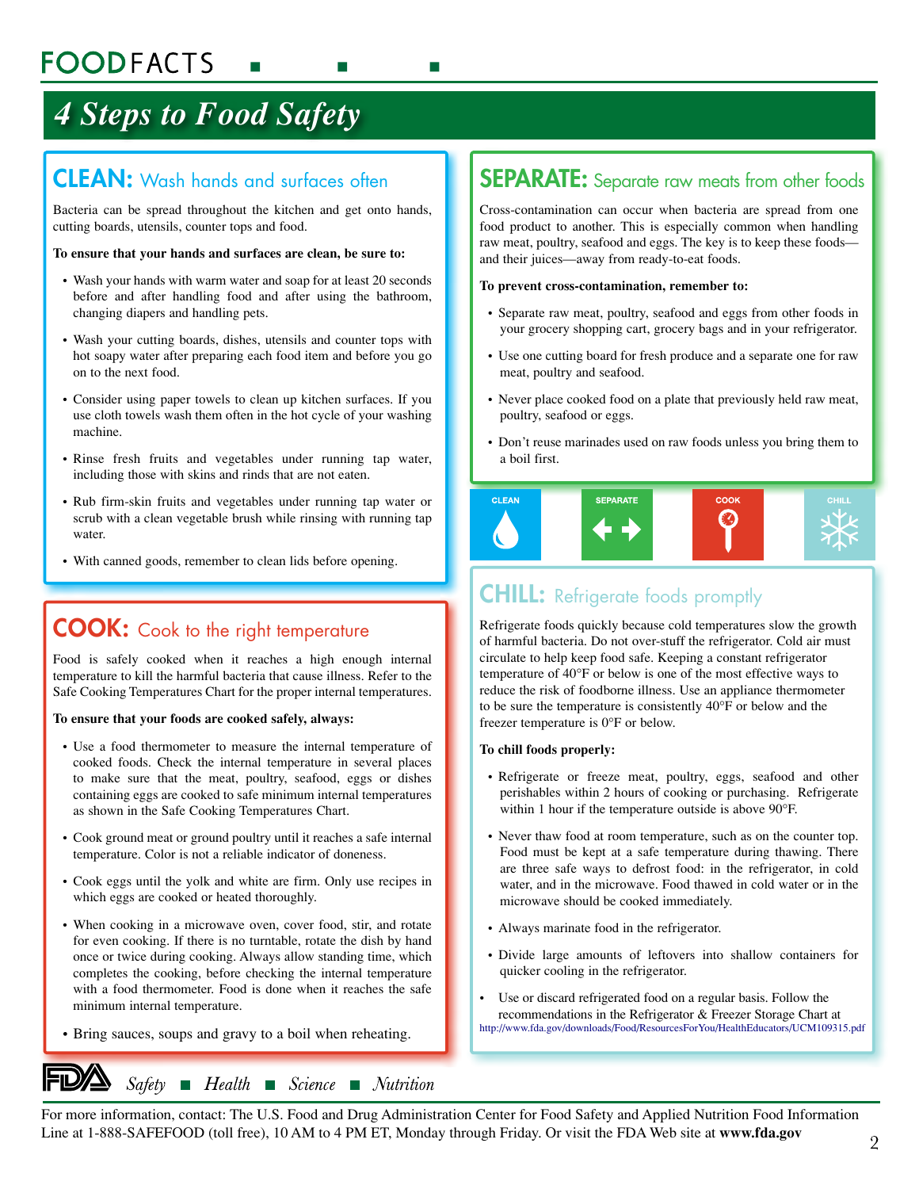# 4 Steps to Food Safety

## CLEAN: Wash hands and surfaces often

Bacteria can be spread throughout the kitchen and get onto hands, cutting boards, utensils, counter tops and food.

**To ensure that your hands and surfaces are clean, be sure to:**

- Wash your hands with warm water and soap for at least 20 seconds before and after handling food and after using the bathroom, changing diapers and handling pets.
- Wash your cutting boards, dishes, utensils and counter tops with hot soapy water after preparing each food item and before you go on to the next food.
- Consider using paper towels to clean up kitchen surfaces. If you use cloth towels wash them often in the hot cycle of your washing machine.
- Rinse fresh fruits and vegetables under running tap water, including those with skins and rinds that are not eaten.
- Rub firm-skin fruits and vegetables under running tap water or scrub with a clean vegetable brush while rinsing with running tap water.
- With canned goods, remember to clean lids before opening.

## COOK: Cook to the right temperature

Food is safely cooked when it reaches a high enough internal temperature to kill the harmful bacteria that cause illness. Refer to the Safe Cooking Temperatures Chart for the proper internal temperatures.

**To ensure that your foods are cooked safely, always:**

- Use a food thermometer to measure the internal temperature of cooked foods. Check the internal temperature in several places to make sure that the meat, poultry, seafood, eggs or dishes containing eggs are cooked to safe minimum internal temperatures as shown in the Safe Cooking Temperatures Chart.
- Cook ground meat or ground poultry until it reaches a safe internal temperature. Color is not a reliable indicator of doneness.
- Cook eggs until the yolk and white are firm. Only use recipes in which eggs are cooked or heated thoroughly.
- When cooking in a microwave oven, cover food, stir, and rotate for even cooking. If there is no turntable, rotate the dish by hand once or twice during cooking. Always allow standing time, which completes the cooking, before checking the internal temperature with a food thermometer. Food is done when it reaches the safe minimum internal temperature.
- Bring sauces, soups and gravy to a boil when reheating.

## SEPARATE: Separate raw meats from other foods

Cross-contamination can occur when bacteria are spread from one food product to another. This is especially common when handling raw meat, poultry, seafood and eggs. The key is to keep these foods—and their juices—away from ready-to-eat foods.

**To prevent cross-contamination, remember to:**

- Separate raw meat, poultry, seafood and eggs from other foods in your grocery shopping cart, grocery bags and in your refrigerator.
- Use one cutting board for fresh produce and a separate one for raw meat, poultry and seafood.
- Never place cooked food on a plate that previously held raw meat, poultry, seafood or eggs.
- Don't reuse marinades used on raw foods unless you bring them to a boil first.

CLEAN SEPARATE COOK CHILL

## CHILL: Refrigerate foods promptly

Refrigerate foods quickly because cold temperatures slow the growth of harmful bacteria. Do not over-stuff the refrigerator. Cold air must circulate to help keep food safe. Keeping a constant refrigerator temperature of 40°F or below is one of the most effective ways to reduce the risk of foodborne illness. Use an appliance thermometer to be sure the temperature is consistently 40°F or below and the freezer temperature is 0°F or below.

**To chill foods properly:**

- Refrigerate or freeze meat, poultry, eggs, seafood and other perishables within 2 hours of cooking or purchasing. Refrigerate within 1 hour if the temperature outside is above 90°F.
- Never thaw food at room temperature, such as on the counter top. Food must be kept at a safe temperature during thawing. There are three safe ways to defrost food: in the refrigerator, in cold water, and in the microwave. Food thawed in cold water or in the microwave should be cooked immediately.
- Always marinate food in the refrigerator.
- Divide large amounts of leftovers into shallow containers for quicker cooling in the refrigerator.
- Use or discard refrigerated food on a regular basis. Follow the recommendations in the Refrigerator & Freezer Storage Chart at http://www.fda.gov/downloads/Food/ResourcesForYou/HealthEducators/UCM109315.pdf

FDA *Safety ■ Health ■ Science ■ Nutrition*

For more information, contact: The U.S. Food and Drug Administration Center for Food Safety and Applied Nutrition Food Information Line at 1-888-SAFEFOOD (toll free), 10 AM to 4 PM ET, Monday through Friday. Or visit the FDA Web site at **www.fda.gov**